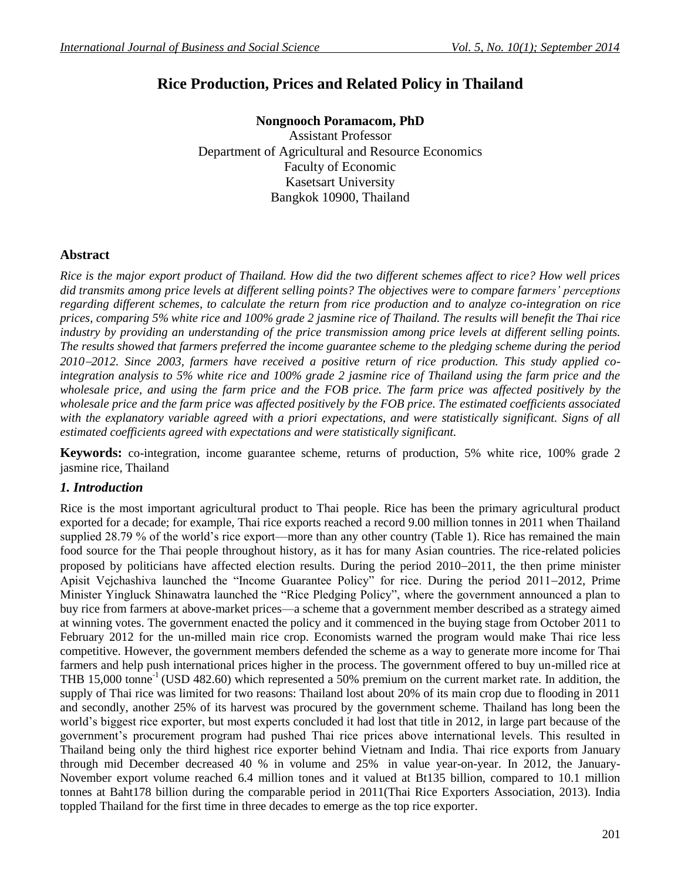# Rice Production, Prices and Related Policy in Thailand

**Nongnooch Poramacom, PhD**

Assistant Professor
Department of Agricultural and Resource Economics
Faculty of Economic
Kasetsart University
Bangkok 10900, Thailand

## Abstract

*Rice is the major export product of Thailand. How did the two different schemes affect to rice? How well prices did transmits among price levels at different selling points? The objectives were to compare farmers' perceptions regarding different schemes, to calculate the return from rice production and to analyze co-integration on rice prices, comparing 5% white rice and 100% grade 2 jasmine rice of Thailand. The results will benefit the Thai rice industry by providing an understanding of the price transmission among price levels at different selling points. The results showed that farmers preferred the income guarantee scheme to the pledging scheme during the period 2010–2012. Since 2003, farmers have received a positive return of rice production. This study applied co-integration analysis to 5% white rice and 100% grade 2 jasmine rice of Thailand using the farm price and the wholesale price, and using the farm price and the FOB price. The farm price was affected positively by the wholesale price and the farm price was affected positively by the FOB price. The estimated coefficients associated with the explanatory variable agreed with a priori expectations, and were statistically significant. Signs of all estimated coefficients agreed with expectations and were statistically significant.*

**Keywords:** co-integration, income guarantee scheme, returns of production, 5% white rice, 100% grade 2 jasmine rice, Thailand

## *1. Introduction*

Rice is the most important agricultural product to Thai people. Rice has been the primary agricultural product exported for a decade; for example, Thai rice exports reached a record 9.00 million tonnes in 2011 when Thailand supplied 28.79 % of the world's rice export—more than any other country (Table 1). Rice has remained the main food source for the Thai people throughout history, as it has for many Asian countries. The rice-related policies proposed by politicians have affected election results. During the period 2010–2011, the then prime minister Apisit Vejchashiva launched the "Income Guarantee Policy" for rice. During the period 2011–2012, Prime Minister Yingluck Shinawatra launched the "Rice Pledging Policy", where the government announced a plan to buy rice from farmers at above-market prices—a scheme that a government member described as a strategy aimed at winning votes. The government enacted the policy and it commenced in the buying stage from October 2011 to February 2012 for the un-milled main rice crop. Economists warned the program would make Thai rice less competitive. However, the government members defended the scheme as a way to generate more income for Thai farmers and help push international prices higher in the process. The government offered to buy un-milled rice at THB 15,000 tonne$^{-1}$ (USD 482.60) which represented a 50% premium on the current market rate. In addition, the supply of Thai rice was limited for two reasons: Thailand lost about 20% of its main crop due to flooding in 2011 and secondly, another 25% of its harvest was procured by the government scheme. Thailand has long been the world's biggest rice exporter, but most experts concluded it had lost that title in 2012, in large part because of the government's procurement program had pushed Thai rice prices above international levels. This resulted in Thailand being only the third highest rice exporter behind Vietnam and India. Thai rice exports from January through mid December decreased 40 % in volume and 25% in value year-on-year. In 2012, the January-November export volume reached 6.4 million tones and it valued at Bt135 billion, compared to 10.1 million tonnes at Baht178 billion during the comparable period in 2011(Thai Rice Exporters Association, 2013). India toppled Thailand for the first time in three decades to emerge as the top rice exporter.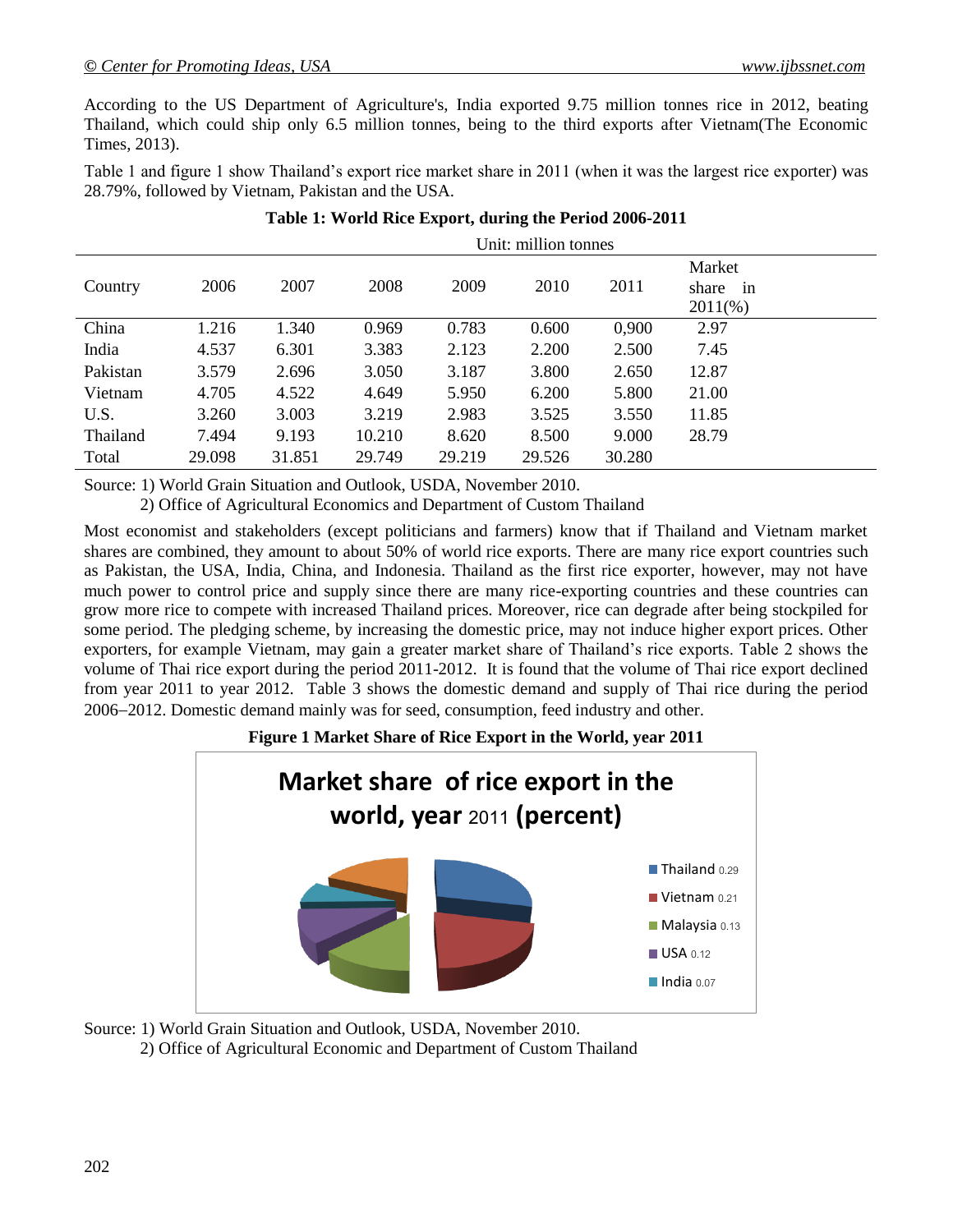According to the US Department of Agriculture's, India exported 9.75 million tonnes rice in 2012, beating Thailand, which could ship only 6.5 million tonnes, being to the third exports after Vietnam(The Economic Times, 2013).

Table 1 and figure 1 show Thailand's export rice market share in 2011 (when it was the largest rice exporter) was 28.79%, followed by Vietnam, Pakistan and the USA.

**Table 1: World Rice Export, during the Period 2006-2011**

Unit: million tonnes

| Country | 2006 | 2007 | 2008 | 2009 | 2010 | 2011 | Market share in 2011(%) |
|---|---|---|---|---|---|---|---|
| China | 1.216 | 1.340 | 0.969 | 0.783 | 0.600 | 0,900 | 2.97 |
| India | 4.537 | 6.301 | 3.383 | 2.123 | 2.200 | 2.500 | 7.45 |
| Pakistan | 3.579 | 2.696 | 3.050 | 3.187 | 3.800 | 2.650 | 12.87 |
| Vietnam | 4.705 | 4.522 | 4.649 | 5.950 | 6.200 | 5.800 | 21.00 |
| U.S. | 3.260 | 3.003 | 3.219 | 2.983 | 3.525 | 3.550 | 11.85 |
| Thailand | 7.494 | 9.193 | 10.210 | 8.620 | 8.500 | 9.000 | 28.79 |
| Total | 29.098 | 31.851 | 29.749 | 29.219 | 29.526 | 30.280 | |

Source: 1) World Grain Situation and Outlook, USDA, November 2010.
2) Office of Agricultural Economics and Department of Custom Thailand

Most economist and stakeholders (except politicians and farmers) know that if Thailand and Vietnam market shares are combined, they amount to about 50% of world rice exports. There are many rice export countries such as Pakistan, the USA, India, China, and Indonesia. Thailand as the first rice exporter, however, may not have much power to control price and supply since there are many rice-exporting countries and these countries can grow more rice to compete with increased Thailand prices. Moreover, rice can degrade after being stockpiled for some period. The pledging scheme, by increasing the domestic price, may not induce higher export prices. Other exporters, for example Vietnam, may gain a greater market share of Thailand's rice exports. Table 2 shows the volume of Thai rice export during the period 2011-2012. It is found that the volume of Thai rice export declined from year 2011 to year 2012. Table 3 shows the domestic demand and supply of Thai rice during the period 2006–2012. Domestic demand mainly was for seed, consumption, feed industry and other.

**Figure 1 Market Share of Rice Export in the World, year 2011**

Market share of rice export in the world, year 2011 (percent)

Thailand 0.29
Vietnam 0.21
Malaysia 0.13
USA 0.12
India 0.07

Source: 1) World Grain Situation and Outlook, USDA, November 2010.
2) Office of Agricultural Economic and Department of Custom Thailand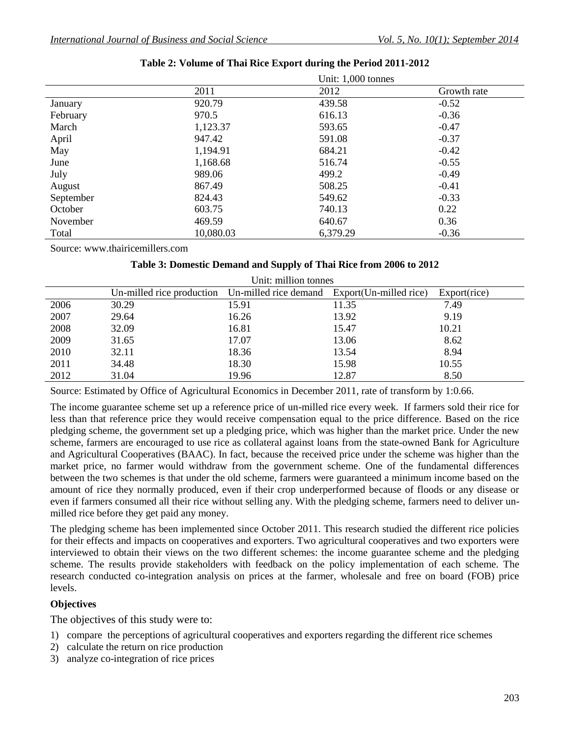**Table 2: Volume of Thai Rice Export during the Period 2011-2012**

Unit: 1,000 tonnes

| | 2011 | 2012 | Growth rate |
|---|---|---|---|
| January | 920.79 | 439.58 | -0.52 |
| February | 970.5 | 616.13 | -0.36 |
| March | 1,123.37 | 593.65 | -0.47 |
| April | 947.42 | 591.08 | -0.37 |
| May | 1,194.91 | 684.21 | -0.42 |
| June | 1,168.68 | 516.74 | -0.55 |
| July | 989.06 | 499.2 | -0.49 |
| August | 867.49 | 508.25 | -0.41 |
| September | 824.43 | 549.62 | -0.33 |
| October | 603.75 | 740.13 | 0.22 |
| November | 469.59 | 640.67 | 0.36 |
| Total | 10,080.03 | 6,379.29 | -0.36 |

Source: www.thairicemillers.com

**Table 3: Domestic Demand and Supply of Thai Rice from 2006 to 2012**

Unit: million tonnes

| | Un-milled rice production | Un-milled rice demand | Export(Un-milled rice) | Export(rice) |
|---|---|---|---|---|
| 2006 | 30.29 | 15.91 | 11.35 | 7.49 |
| 2007 | 29.64 | 16.26 | 13.92 | 9.19 |
| 2008 | 32.09 | 16.81 | 15.47 | 10.21 |
| 2009 | 31.65 | 17.07 | 13.06 | 8.62 |
| 2010 | 32.11 | 18.36 | 13.54 | 8.94 |
| 2011 | 34.48 | 18.30 | 15.98 | 10.55 |
| 2012 | 31.04 | 19.96 | 12.87 | 8.50 |

Source: Estimated by Office of Agricultural Economics in December 2011, rate of transform by 1:0.66.

The income guarantee scheme set up a reference price of un-milled rice every week. If farmers sold their rice for less than that reference price they would receive compensation equal to the price difference. Based on the rice pledging scheme, the government set up a pledging price, which was higher than the market price. Under the new scheme, farmers are encouraged to use rice as collateral against loans from the state-owned Bank for Agriculture and Agricultural Cooperatives (BAAC). In fact, because the received price under the scheme was higher than the market price, no farmer would withdraw from the government scheme. One of the fundamental differences between the two schemes is that under the old scheme, farmers were guaranteed a minimum income based on the amount of rice they normally produced, even if their crop underperformed because of floods or any disease or even if farmers consumed all their rice without selling any. With the pledging scheme, farmers need to deliver un-milled rice before they get paid any money.

The pledging scheme has been implemented since October 2011. This research studied the different rice policies for their effects and impacts on cooperatives and exporters. Two agricultural cooperatives and two exporters were interviewed to obtain their views on the two different schemes: the income guarantee scheme and the pledging scheme. The results provide stakeholders with feedback on the policy implementation of each scheme. The research conducted co-integration analysis on prices at the farmer, wholesale and free on board (FOB) price levels.

**Objectives**

The objectives of this study were to:

1) compare the perceptions of agricultural cooperatives and exporters regarding the different rice schemes
2) calculate the return on rice production
3) analyze co-integration of rice prices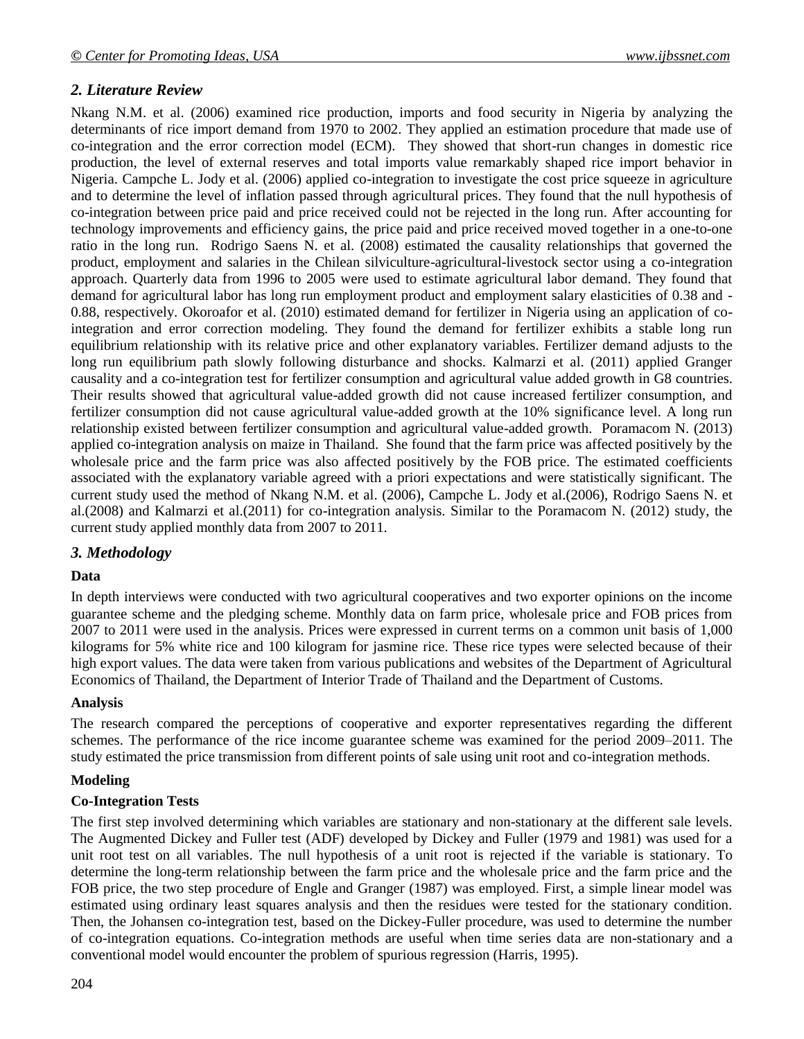## *2. Literature Review*

Nkang N.M. et al. (2006) examined rice production, imports and food security in Nigeria by analyzing the determinants of rice import demand from 1970 to 2002. They applied an estimation procedure that made use of co-integration and the error correction model (ECM). They showed that short-run changes in domestic rice production, the level of external reserves and total imports value remarkably shaped rice import behavior in Nigeria. Campche L. Jody et al. (2006) applied co-integration to investigate the cost price squeeze in agriculture and to determine the level of inflation passed through agricultural prices. They found that the null hypothesis of co-integration between price paid and price received could not be rejected in the long run. After accounting for technology improvements and efficiency gains, the price paid and price received moved together in a one-to-one ratio in the long run. Rodrigo Saens N. et al. (2008) estimated the causality relationships that governed the product, employment and salaries in the Chilean silviculture-agricultural-livestock sector using a co-integration approach. Quarterly data from 1996 to 2005 were used to estimate agricultural labor demand. They found that demand for agricultural labor has long run employment product and employment salary elasticities of 0.38 and -0.88, respectively. Okoroafor et al. (2010) estimated demand for fertilizer in Nigeria using an application of co-integration and error correction modeling. They found the demand for fertilizer exhibits a stable long run equilibrium relationship with its relative price and other explanatory variables. Fertilizer demand adjusts to the long run equilibrium path slowly following disturbance and shocks. Kalmarzi et al. (2011) applied Granger causality and a co-integration test for fertilizer consumption and agricultural value added growth in G8 countries. Their results showed that agricultural value-added growth did not cause increased fertilizer consumption, and fertilizer consumption did not cause agricultural value-added growth at the 10% significance level. A long run relationship existed between fertilizer consumption and agricultural value-added growth. Poramacom N. (2013) applied co-integration analysis on maize in Thailand. She found that the farm price was affected positively by the wholesale price and the farm price was also affected positively by the FOB price. The estimated coefficients associated with the explanatory variable agreed with a priori expectations and were statistically significant. The current study used the method of Nkang N.M. et al. (2006), Campche L. Jody et al.(2006), Rodrigo Saens N. et al.(2008) and Kalmarzi et al.(2011) for co-integration analysis. Similar to the Poramacom N. (2012) study, the current study applied monthly data from 2007 to 2011.

## *3. Methodology*

**Data**

In depth interviews were conducted with two agricultural cooperatives and two exporter opinions on the income guarantee scheme and the pledging scheme. Monthly data on farm price, wholesale price and FOB prices from 2007 to 2011 were used in the analysis. Prices were expressed in current terms on a common unit basis of 1,000 kilograms for 5% white rice and 100 kilogram for jasmine rice. These rice types were selected because of their high export values. The data were taken from various publications and websites of the Department of Agricultural Economics of Thailand, the Department of Interior Trade of Thailand and the Department of Customs.

**Analysis**

The research compared the perceptions of cooperative and exporter representatives regarding the different schemes. The performance of the rice income guarantee scheme was examined for the period 2009–2011. The study estimated the price transmission from different points of sale using unit root and co-integration methods.

**Modeling**

**Co-Integration Tests**

The first step involved determining which variables are stationary and non-stationary at the different sale levels. The Augmented Dickey and Fuller test (ADF) developed by Dickey and Fuller (1979 and 1981) was used for a unit root test on all variables. The null hypothesis of a unit root is rejected if the variable is stationary. To determine the long-term relationship between the farm price and the wholesale price and the farm price and the FOB price, the two step procedure of Engle and Granger (1987) was employed. First, a simple linear model was estimated using ordinary least squares analysis and then the residues were tested for the stationary condition. Then, the Johansen co-integration test, based on the Dickey-Fuller procedure, was used to determine the number of co-integration equations. Co-integration methods are useful when time series data are non-stationary and a conventional model would encounter the problem of spurious regression (Harris, 1995).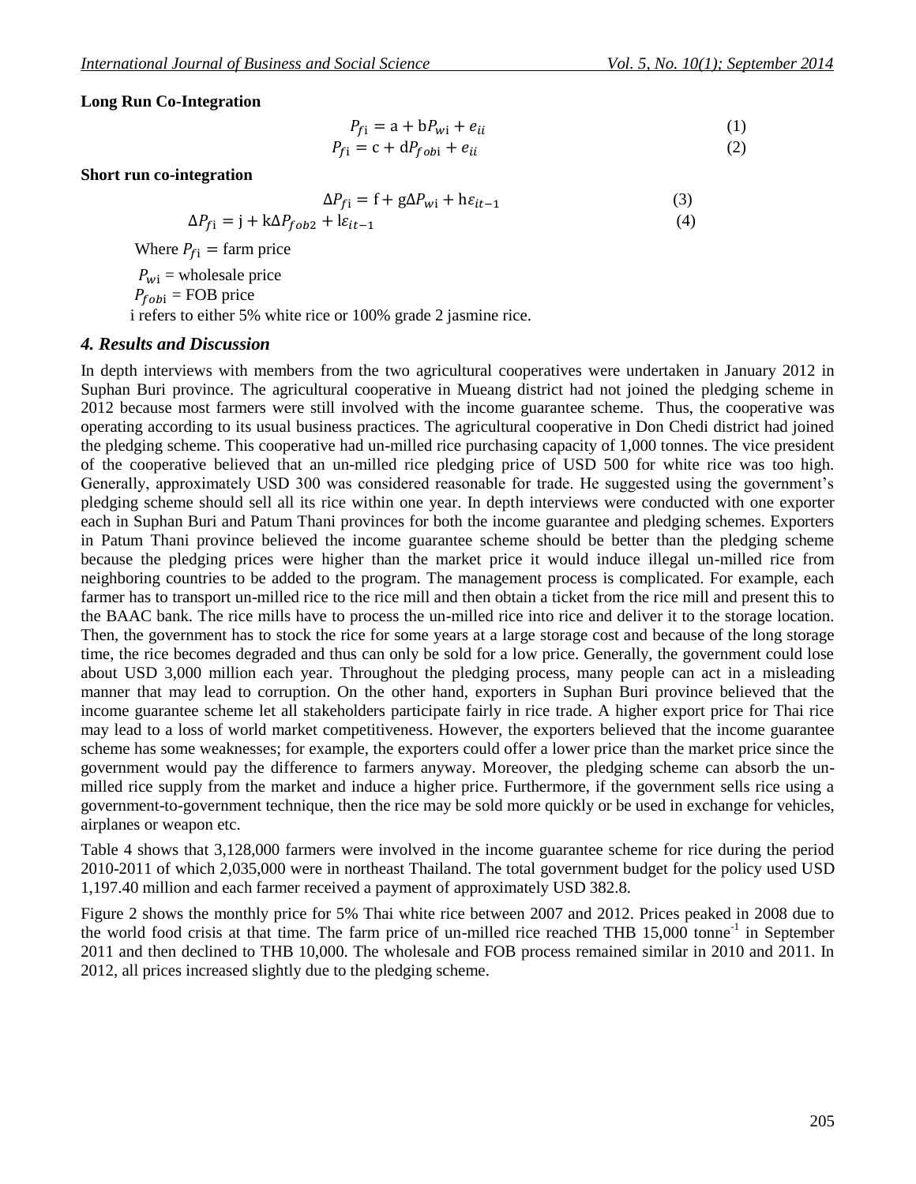**Long Run Co-Integration**

$$P_{fi} = a + bP_{wi} + e_{ii} \quad (1)$$

$$P_{fi} = c + dP_{fobi} + e_{ii} \quad (2)$$

**Short run co-integration**

$$\Delta P_{fi} = f + g\Delta P_{wi} + h\varepsilon_{it-1} \quad (3)$$

$$\Delta P_{fi} = j + k\Delta P_{fob2} + l\varepsilon_{it-1} \quad (4)$$

Where $P_{fi}$ = farm price

$P_{wi}$ = wholesale price

$P_{fobi}$ = FOB price

i refers to either 5% white rice or 100% grade 2 jasmine rice.

## 4. Results and Discussion

In depth interviews with members from the two agricultural cooperatives were undertaken in January 2012 in Suphan Buri province. The agricultural cooperative in Mueang district had not joined the pledging scheme in 2012 because most farmers were still involved with the income guarantee scheme. Thus, the cooperative was operating according to its usual business practices. The agricultural cooperative in Don Chedi district had joined the pledging scheme. This cooperative had un-milled rice purchasing capacity of 1,000 tonnes. The vice president of the cooperative believed that an un-milled rice pledging price of USD 500 for white rice was too high. Generally, approximately USD 300 was considered reasonable for trade. He suggested using the government's pledging scheme should sell all its rice within one year. In depth interviews were conducted with one exporter each in Suphan Buri and Patum Thani provinces for both the income guarantee and pledging schemes. Exporters in Patum Thani province believed the income guarantee scheme should be better than the pledging scheme because the pledging prices were higher than the market price it would induce illegal un-milled rice from neighboring countries to be added to the program. The management process is complicated. For example, each farmer has to transport un-milled rice to the rice mill and then obtain a ticket from the rice mill and present this to the BAAC bank. The rice mills have to process the un-milled rice into rice and deliver it to the storage location. Then, the government has to stock the rice for some years at a large storage cost and because of the long storage time, the rice becomes degraded and thus can only be sold for a low price. Generally, the government could lose about USD 3,000 million each year. Throughout the pledging process, many people can act in a misleading manner that may lead to corruption. On the other hand, exporters in Suphan Buri province believed that the income guarantee scheme let all stakeholders participate fairly in rice trade. A higher export price for Thai rice may lead to a loss of world market competitiveness. However, the exporters believed that the income guarantee scheme has some weaknesses; for example, the exporters could offer a lower price than the market price since the government would pay the difference to farmers anyway. Moreover, the pledging scheme can absorb the un-milled rice supply from the market and induce a higher price. Furthermore, if the government sells rice using a government-to-government technique, then the rice may be sold more quickly or be used in exchange for vehicles, airplanes or weapon etc.

Table 4 shows that 3,128,000 farmers were involved in the income guarantee scheme for rice during the period 2010-2011 of which 2,035,000 were in northeast Thailand. The total government budget for the policy used USD 1,197.40 million and each farmer received a payment of approximately USD 382.8.

Figure 2 shows the monthly price for 5% Thai white rice between 2007 and 2012. Prices peaked in 2008 due to the world food crisis at that time. The farm price of un-milled rice reached THB 15,000 $\text{tonne}^{-1}$ in September 2011 and then declined to THB 10,000. The wholesale and FOB process remained similar in 2010 and 2011. In 2012, all prices increased slightly due to the pledging scheme.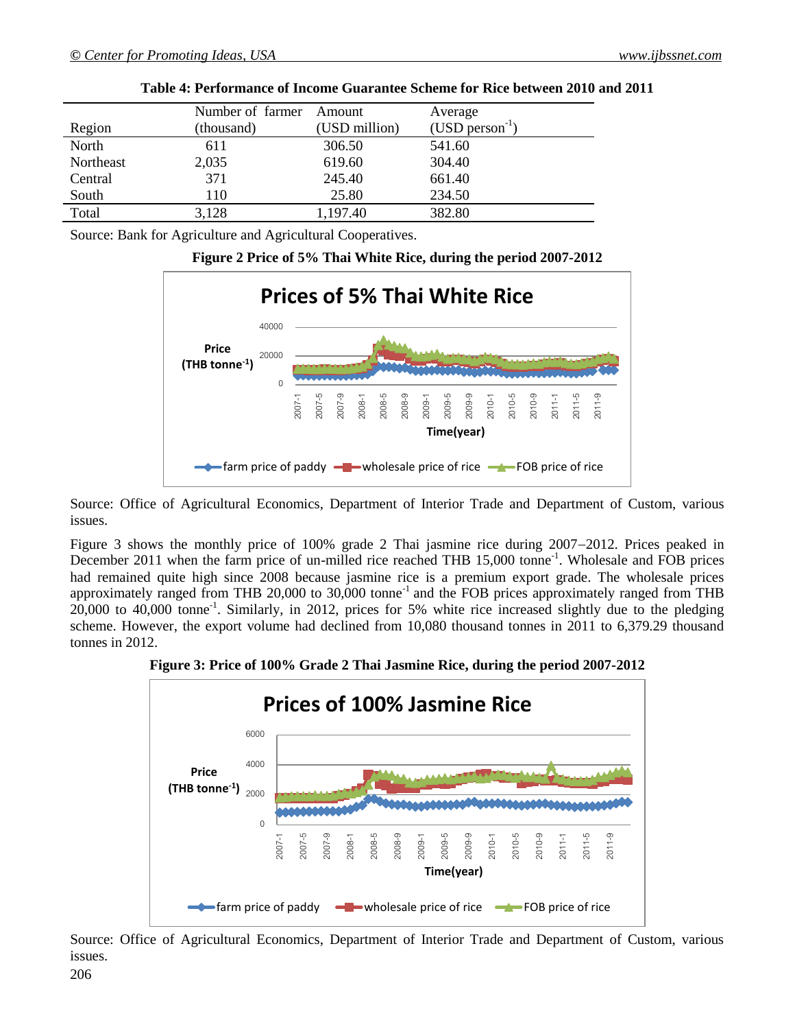**Table 4: Performance of Income Guarantee Scheme for Rice between 2010 and 2011**

| Region | Number of farmer (thousand) | Amount (USD million) | Average (USD person$^{-1}$) |
|---|---|---|---|
| North | 611 | 306.50 | 541.60 |
| Northeast | 2,035 | 619.60 | 304.40 |
| Central | 371 | 245.40 | 661.40 |
| South | 110 | 25.80 | 234.50 |
| Total | 3,128 | 1,197.40 | 382.80 |

Source: Bank for Agriculture and Agricultural Cooperatives.

**Figure 2 Price of 5% Thai White Rice, during the period 2007-2012**

Source: Office of Agricultural Economics, Department of Interior Trade and Department of Custom, various issues.

Figure 3 shows the monthly price of 100% grade 2 Thai jasmine rice during 2007−2012. Prices peaked in December 2011 when the farm price of un-milled rice reached THB 15,000 tonne$^{-1}$. Wholesale and FOB prices had remained quite high since 2008 because jasmine rice is a premium export grade. The wholesale prices approximately ranged from THB 20,000 to 30,000 tonne$^{-1}$ and the FOB prices approximately ranged from THB 20,000 to 40,000 tonne$^{-1}$. Similarly, in 2012, prices for 5% white rice increased slightly due to the pledging scheme. However, the export volume had declined from 10,080 thousand tonnes in 2011 to 6,379.29 thousand tonnes in 2012.

**Figure 3: Price of 100% Grade 2 Thai Jasmine Rice, during the period 2007-2012**

Source: Office of Agricultural Economics, Department of Interior Trade and Department of Custom, various issues.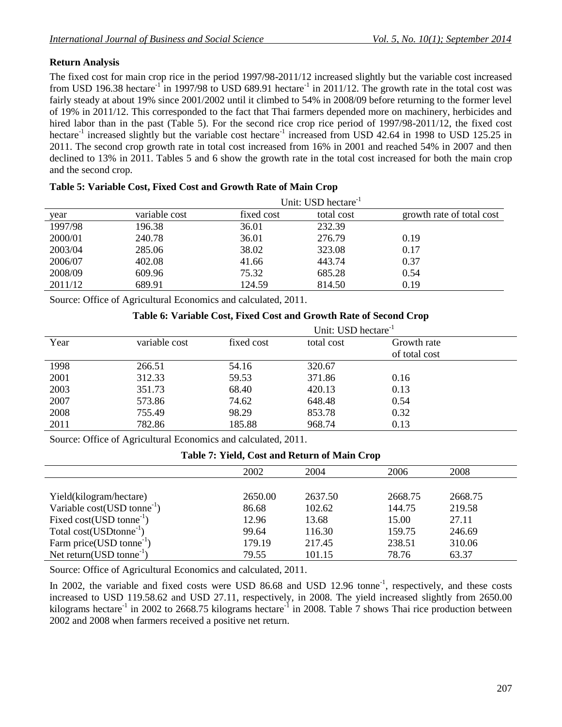**Return Analysis**

The fixed cost for main crop rice in the period 1997/98-2011/12 increased slightly but the variable cost increased from USD 196.38 hectare$^{-1}$ in 1997/98 to USD 689.91 hectare$^{-1}$ in 2011/12. The growth rate in the total cost was fairly steady at about 19% since 2001/2002 until it climbed to 54% in 2008/09 before returning to the former level of 19% in 2011/12. This corresponded to the fact that Thai farmers depended more on machinery, herbicides and hired labor than in the past (Table 5). For the second rice crop rice period of 1997/98-2011/12, the fixed cost hectare$^{-1}$ increased slightly but the variable cost hectare$^{-1}$ increased from USD 42.64 in 1998 to USD 125.25 in 2011. The second crop growth rate in total cost increased from 16% in 2001 and reached 54% in 2007 and then declined to 13% in 2011. Tables 5 and 6 show the growth rate in the total cost increased for both the main crop and the second crop.

**Table 5: Variable Cost, Fixed Cost and Growth Rate of Main Crop**

| | | Unit: USD hectare$^{-1}$ | | |
|---|---|---|---|---|
| year | variable cost | fixed cost | total cost | growth rate of total cost |
| 1997/98 | 196.38 | 36.01 | 232.39 | |
| 2000/01 | 240.78 | 36.01 | 276.79 | 0.19 |
| 2003/04 | 285.06 | 38.02 | 323.08 | 0.17 |
| 2006/07 | 402.08 | 41.66 | 443.74 | 0.37 |
| 2008/09 | 609.96 | 75.32 | 685.28 | 0.54 |
| 2011/12 | 689.91 | 124.59 | 814.50 | 0.19 |

Source: Office of Agricultural Economics and calculated, 2011.

**Table 6: Variable Cost, Fixed Cost and Growth Rate of Second Crop**

| | | Unit: USD hectare$^{-1}$ | | |
|---|---|---|---|---|
| Year | variable cost | fixed cost | total cost | Growth rate of total cost |
| 1998 | 266.51 | 54.16 | 320.67 | |
| 2001 | 312.33 | 59.53 | 371.86 | 0.16 |
| 2003 | 351.73 | 68.40 | 420.13 | 0.13 |
| 2007 | 573.86 | 74.62 | 648.48 | 0.54 |
| 2008 | 755.49 | 98.29 | 853.78 | 0.32 |
| 2011 | 782.86 | 185.88 | 968.74 | 0.13 |

Source: Office of Agricultural Economics and calculated, 2011.

**Table 7: Yield, Cost and Return of Main Crop**

| | 2002 | 2004 | 2006 | 2008 |
|---|---|---|---|---|
| Yield(kilogram/hectare) | 2650.00 | 2637.50 | 2668.75 | 2668.75 |
| Variable cost(USD tonne$^{-1}$) | 86.68 | 102.62 | 144.75 | 219.58 |
| Fixed cost(USD tonne$^{-1}$) | 12.96 | 13.68 | 15.00 | 27.11 |
| Total cost(USDtonne$^{-1}$) | 99.64 | 116.30 | 159.75 | 246.69 |
| Farm price(USD tonne$^{-1}$) | 179.19 | 217.45 | 238.51 | 310.06 |
| Net return(USD tonne$^{-1}$) | 79.55 | 101.15 | 78.76 | 63.37 |

Source: Office of Agricultural Economics and calculated, 2011.

In 2002, the variable and fixed costs were USD 86.68 and USD 12.96 tonne$^{-1}$, respectively, and these costs increased to USD 119.58.62 and USD 27.11, respectively, in 2008. The yield increased slightly from 2650.00 kilograms hectare$^{-1}$ in 2002 to 2668.75 kilograms hectare$^{-1}$ in 2008. Table 7 shows Thai rice production between 2002 and 2008 when farmers received a positive net return.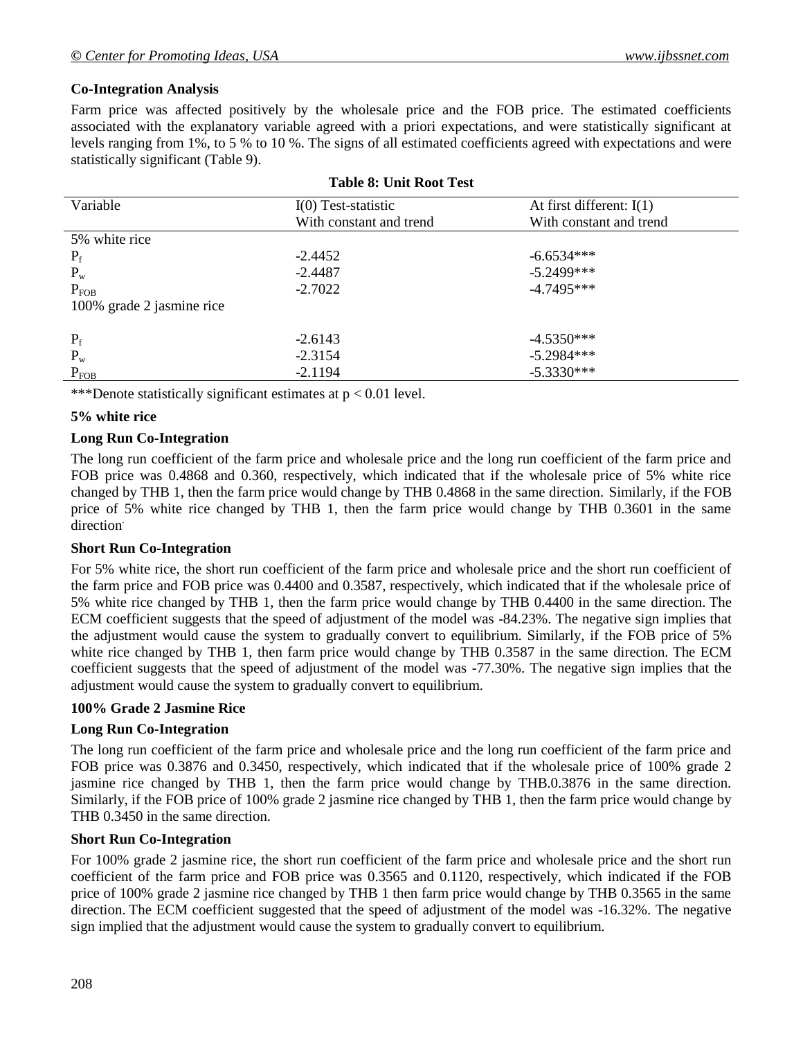**Co-Integration Analysis**

Farm price was affected positively by the wholesale price and the FOB price. The estimated coefficients associated with the explanatory variable agreed with a priori expectations, and were statistically significant at levels ranging from 1%, to 5 % to 10 %. The signs of all estimated coefficients agreed with expectations and were statistically significant (Table 9).

**Table 8: Unit Root Test**

| Variable | I(0) Test-statistic With constant and trend | At first different: I(1) With constant and trend |
|---|---|---|
| 5% white rice | | |
| $P_f$ | -2.4452 | -6.6534*** |
| $P_w$ | -2.4487 | -5.2499*** |
| $P_{FOB}$ | -2.7022 | -4.7495*** |
| 100% grade 2 jasmine rice | | |
| $P_f$ | -2.6143 | -4.5350*** |
| $P_w$ | -2.3154 | -5.2984*** |
| $P_{FOB}$ | -2.1194 | -5.3330*** |

***Denote statistically significant estimates at $p < 0.01$ level.

**5% white rice**

**Long Run Co-Integration**

The long run coefficient of the farm price and wholesale price and the long run coefficient of the farm price and FOB price was 0.4868 and 0.360, respectively, which indicated that if the wholesale price of 5% white rice changed by THB 1, then the farm price would change by THB 0.4868 in the same direction. Similarly, if the FOB price of 5% white rice changed by THB 1, then the farm price would change by THB 0.3601 in the same direction.

**Short Run Co-Integration**

For 5% white rice, the short run coefficient of the farm price and wholesale price and the short run coefficient of the farm price and FOB price was 0.4400 and 0.3587, respectively, which indicated that if the wholesale price of 5% white rice changed by THB 1, then the farm price would change by THB 0.4400 in the same direction. The ECM coefficient suggests that the speed of adjustment of the model was -84.23%. The negative sign implies that the adjustment would cause the system to gradually convert to equilibrium. Similarly, if the FOB price of 5% white rice changed by THB 1, then farm price would change by THB 0.3587 in the same direction. The ECM coefficient suggests that the speed of adjustment of the model was -77.30%. The negative sign implies that the adjustment would cause the system to gradually convert to equilibrium.

**100% Grade 2 Jasmine Rice**

**Long Run Co-Integration**

The long run coefficient of the farm price and wholesale price and the long run coefficient of the farm price and FOB price was 0.3876 and 0.3450, respectively, which indicated that if the wholesale price of 100% grade 2 jasmine rice changed by THB 1, then the farm price would change by THB.0.3876 in the same direction. Similarly, if the FOB price of 100% grade 2 jasmine rice changed by THB 1, then the farm price would change by THB 0.3450 in the same direction.

**Short Run Co-Integration**

For 100% grade 2 jasmine rice, the short run coefficient of the farm price and wholesale price and the short run coefficient of the farm price and FOB price was 0.3565 and 0.1120, respectively, which indicated if the FOB price of 100% grade 2 jasmine rice changed by THB 1 then farm price would change by THB 0.3565 in the same direction. The ECM coefficient suggested that the speed of adjustment of the model was -16.32%. The negative sign implied that the adjustment would cause the system to gradually convert to equilibrium.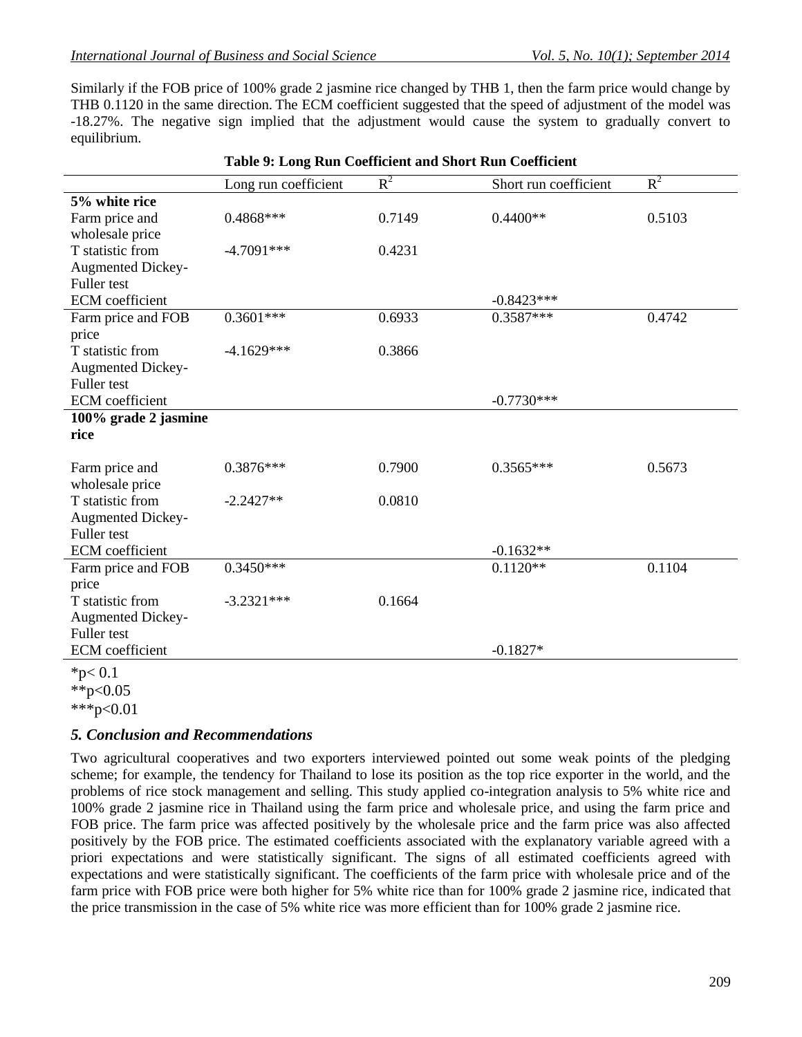Similarly if the FOB price of 100% grade 2 jasmine rice changed by THB 1, then the farm price would change by THB 0.1120 in the same direction. The ECM coefficient suggested that the speed of adjustment of the model was -18.27%. The negative sign implied that the adjustment would cause the system to gradually convert to equilibrium.

**Table 9: Long Run Coefficient and Short Run Coefficient**

| | Long run coefficient | $R^2$ | Short run coefficient | $R^2$ |
|---|---|---|---|---|
| **5% white rice** | | | | |
| Farm price and wholesale price | 0.4868*** | 0.7149 | 0.4400** | 0.5103 |
| T statistic from Augmented Dickey-Fuller test | -4.7091*** | 0.4231 | | |
| ECM coefficient | | | -0.8423*** | |
| Farm price and FOB price | 0.3601*** | 0.6933 | 0.3587*** | 0.4742 |
| T statistic from Augmented Dickey-Fuller test | -4.1629*** | 0.3866 | | |
| ECM coefficient | | | -0.7730*** | |
| **100% grade 2 jasmine rice** | | | | |
| Farm price and wholesale price | 0.3876*** | 0.7900 | 0.3565*** | 0.5673 |
| T statistic from Augmented Dickey-Fuller test | -2.2427** | 0.0810 | | |
| ECM coefficient | | | -0.1632** | |
| Farm price and FOB price | 0.3450*** | | 0.1120** | 0.1104 |
| T statistic from Augmented Dickey-Fuller test | -3.2321*** | 0.1664 | | |
| ECM coefficient | | | -0.1827* | |

*$p < 0.1$

**$p<0.05$

***$p<0.01$

### *5. Conclusion and Recommendations*

Two agricultural cooperatives and two exporters interviewed pointed out some weak points of the pledging scheme; for example, the tendency for Thailand to lose its position as the top rice exporter in the world, and the problems of rice stock management and selling. This study applied co-integration analysis to 5% white rice and 100% grade 2 jasmine rice in Thailand using the farm price and wholesale price, and using the farm price and FOB price. The farm price was affected positively by the wholesale price and the farm price was also affected positively by the FOB price. The estimated coefficients associated with the explanatory variable agreed with a priori expectations and were statistically significant. The signs of all estimated coefficients agreed with expectations and were statistically significant. The coefficients of the farm price with wholesale price and of the farm price with FOB price were both higher for 5% white rice than for 100% grade 2 jasmine rice, indicated that the price transmission in the case of 5% white rice was more efficient than for 100% grade 2 jasmine rice.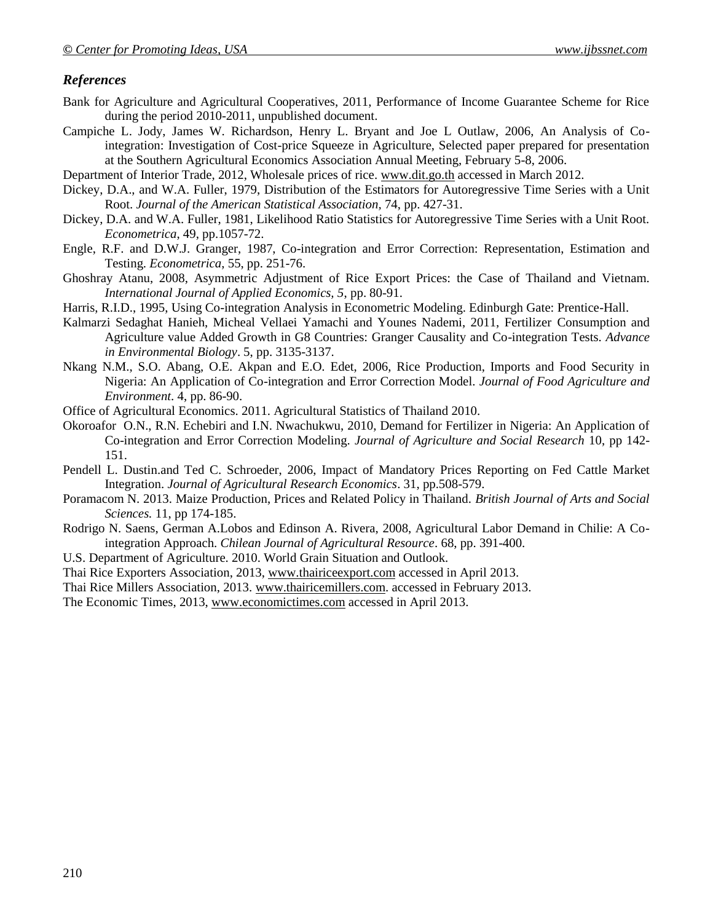### *References*

Bank for Agriculture and Agricultural Cooperatives, 2011, Performance of Income Guarantee Scheme for Rice during the period 2010-2011, unpublished document.

Campiche L. Jody, James W. Richardson, Henry L. Bryant and Joe L Outlaw, 2006, An Analysis of Co-integration: Investigation of Cost-price Squeeze in Agriculture, Selected paper prepared for presentation at the Southern Agricultural Economics Association Annual Meeting, February 5-8, 2006.

Department of Interior Trade, 2012, Wholesale prices of rice. www.dit.go.th accessed in March 2012.

Dickey, D.A., and W.A. Fuller, 1979, Distribution of the Estimators for Autoregressive Time Series with a Unit Root. *Journal of the American Statistical Association*, 74, pp. 427-31.

Dickey, D.A. and W.A. Fuller, 1981, Likelihood Ratio Statistics for Autoregressive Time Series with a Unit Root. *Econometrica*, 49, pp.1057-72.

Engle, R.F. and D.W.J. Granger, 1987, Co-integration and Error Correction: Representation, Estimation and Testing. *Econometrica*, 55, pp. 251-76.

Ghoshray Atanu, 2008, Asymmetric Adjustment of Rice Export Prices: the Case of Thailand and Vietnam. *International Journal of Applied Economics, 5*, pp. 80-91.

Harris, R.I.D., 1995, Using Co-integration Analysis in Econometric Modeling. Edinburgh Gate: Prentice-Hall.

Kalmarzi Sedaghat Hanieh, Micheal Vellaei Yamachi and Younes Nademi, 2011, Fertilizer Consumption and Agriculture value Added Growth in G8 Countries: Granger Causality and Co-integration Tests. *Advance in Environmental Biology*. 5, pp. 3135-3137.

Nkang N.M., S.O. Abang, O.E. Akpan and E.O. Edet, 2006, Rice Production, Imports and Food Security in Nigeria: An Application of Co-integration and Error Correction Model. *Journal of Food Agriculture and Environment*. 4, pp. 86-90.

Office of Agricultural Economics. 2011. Agricultural Statistics of Thailand 2010.

Okoroafor O.N., R.N. Echebiri and I.N. Nwachukwu, 2010, Demand for Fertilizer in Nigeria: An Application of Co-integration and Error Correction Modeling. *Journal of Agriculture and Social Research* 10, pp 142-151.

Pendell L. Dustin.and Ted C. Schroeder, 2006, Impact of Mandatory Prices Reporting on Fed Cattle Market Integration. *Journal of Agricultural Research Economics*. 31, pp.508-579.

Poramacom N. 2013. Maize Production, Prices and Related Policy in Thailand. *British Journal of Arts and Social Sciences.* 11, pp 174-185.

Rodrigo N. Saens, German A.Lobos and Edinson A. Rivera, 2008, Agricultural Labor Demand in Chilie: A Co-integration Approach. *Chilean Journal of Agricultural Resource*. 68, pp. 391-400.

U.S. Department of Agriculture. 2010. World Grain Situation and Outlook.

Thai Rice Exporters Association, 2013, www.thairiceexport.com accessed in April 2013.

Thai Rice Millers Association, 2013. www.thairicemillers.com. accessed in February 2013.

The Economic Times, 2013, www.economictimes.com accessed in April 2013.